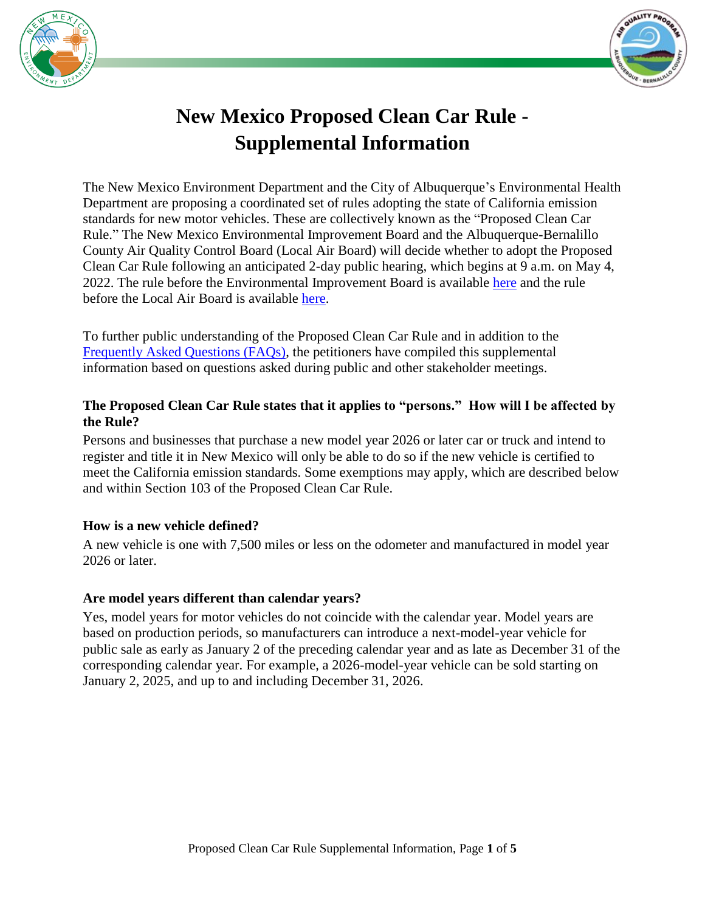# New Mexico Proposed Clean Car Rule - Supplemental Information

The New Mexico Environment Department and the City of Albuquerque's Environmental Health Department are proposing a coordinated set of rules adopting the state of California emission standards for new motor vehicles. These are collectively known as the "Proposed Clean Car Rule." The New Mexico Environmental Improvement Board and the Albuquerque-Bernalillo County Air Quality Control Board (Local Air Board) will decide whether to adopt the Proposed Clean Car Rule following an anticipated 2-day public hearing, which begins at 9 a.m. on May 4, 2022. The rule before the Environmental Improvement Board is available here and the rule before the Local Air Board is available here.

To further public understanding of the Proposed Clean Car Rule and in addition to the Frequently Asked Questions (FAQs), the petitioners have compiled this supplemental information based on questions asked during public and other stakeholder meetings.

**The Proposed Clean Car Rule states that it applies to "persons." How will I be affected by the Rule?**

Persons and businesses that purchase a new model year 2026 or later car or truck and intend to register and title it in New Mexico will only be able to do so if the new vehicle is certified to meet the California emission standards. Some exemptions may apply, which are described below and within Section 103 of the Proposed Clean Car Rule.

**How is a new vehicle defined?**

A new vehicle is one with 7,500 miles or less on the odometer and manufactured in model year 2026 or later.

**Are model years different than calendar years?**

Yes, model years for motor vehicles do not coincide with the calendar year. Model years are based on production periods, so manufacturers can introduce a next-model-year vehicle for public sale as early as January 2 of the preceding calendar year and as late as December 31 of the corresponding calendar year. For example, a 2026-model-year vehicle can be sold starting on January 2, 2025, and up to and including December 31, 2026.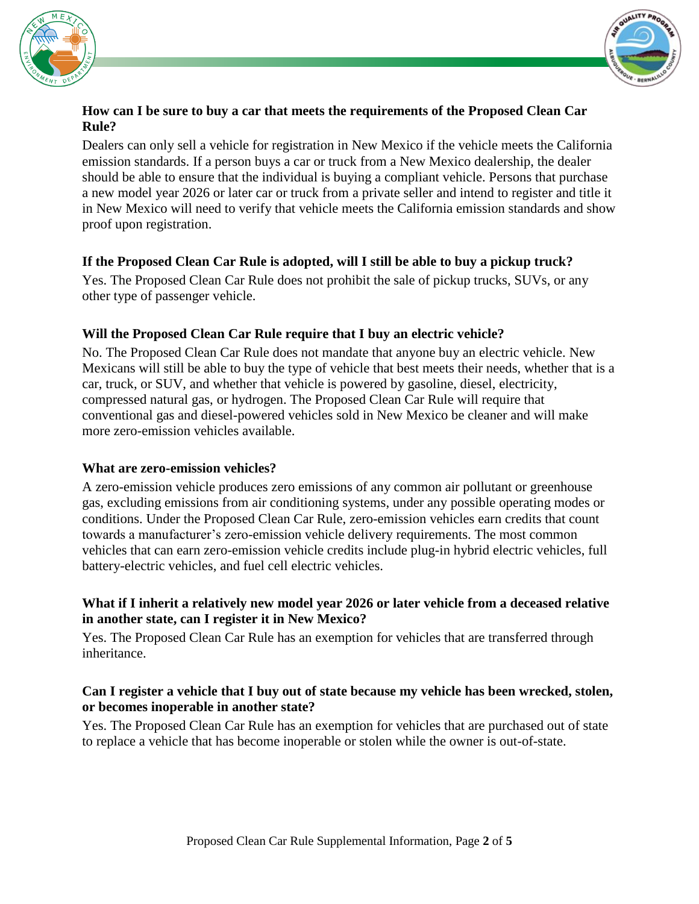### How can I be sure to buy a car that meets the requirements of the Proposed Clean Car Rule?

Dealers can only sell a vehicle for registration in New Mexico if the vehicle meets the California emission standards. If a person buys a car or truck from a New Mexico dealership, the dealer should be able to ensure that the individual is buying a compliant vehicle. Persons that purchase a new model year 2026 or later car or truck from a private seller and intend to register and title it in New Mexico will need to verify that vehicle meets the California emission standards and show proof upon registration.

### If the Proposed Clean Car Rule is adopted, will I still be able to buy a pickup truck?

Yes. The Proposed Clean Car Rule does not prohibit the sale of pickup trucks, SUVs, or any other type of passenger vehicle.

### Will the Proposed Clean Car Rule require that I buy an electric vehicle?

No. The Proposed Clean Car Rule does not mandate that anyone buy an electric vehicle. New Mexicans will still be able to buy the type of vehicle that best meets their needs, whether that is a car, truck, or SUV, and whether that vehicle is powered by gasoline, diesel, electricity, compressed natural gas, or hydrogen. The Proposed Clean Car Rule will require that conventional gas and diesel-powered vehicles sold in New Mexico be cleaner and will make more zero-emission vehicles available.

### What are zero-emission vehicles?

A zero-emission vehicle produces zero emissions of any common air pollutant or greenhouse gas, excluding emissions from air conditioning systems, under any possible operating modes or conditions. Under the Proposed Clean Car Rule, zero-emission vehicles earn credits that count towards a manufacturer's zero-emission vehicle delivery requirements. The most common vehicles that can earn zero-emission vehicle credits include plug-in hybrid electric vehicles, full battery-electric vehicles, and fuel cell electric vehicles.

### What if I inherit a relatively new model year 2026 or later vehicle from a deceased relative in another state, can I register it in New Mexico?

Yes. The Proposed Clean Car Rule has an exemption for vehicles that are transferred through inheritance.

### Can I register a vehicle that I buy out of state because my vehicle has been wrecked, stolen, or becomes inoperable in another state?

Yes. The Proposed Clean Car Rule has an exemption for vehicles that are purchased out of state to replace a vehicle that has become inoperable or stolen while the owner is out-of-state.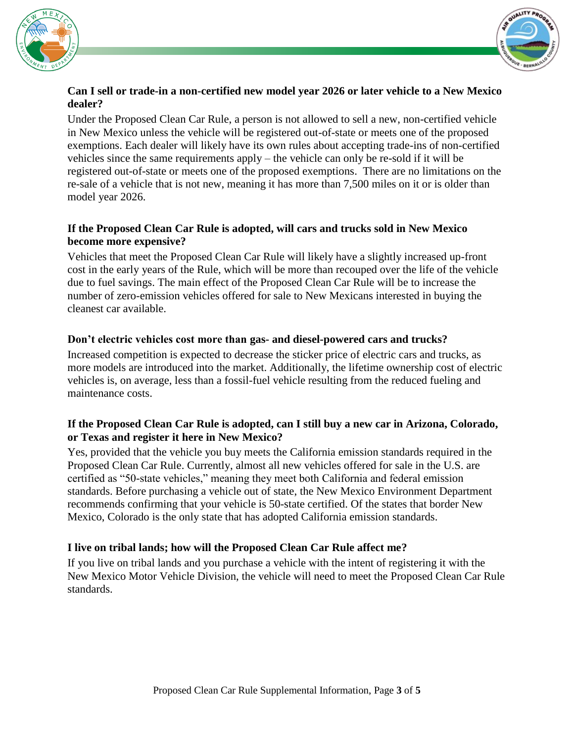**Can I sell or trade-in a non-certified new model year 2026 or later vehicle to a New Mexico dealer?**

Under the Proposed Clean Car Rule, a person is not allowed to sell a new, non-certified vehicle in New Mexico unless the vehicle will be registered out-of-state or meets one of the proposed exemptions. Each dealer will likely have its own rules about accepting trade-ins of non-certified vehicles since the same requirements apply – the vehicle can only be re-sold if it will be registered out-of-state or meets one of the proposed exemptions. There are no limitations on the re-sale of a vehicle that is not new, meaning it has more than 7,500 miles on it or is older than model year 2026.

**If the Proposed Clean Car Rule is adopted, will cars and trucks sold in New Mexico become more expensive?**

Vehicles that meet the Proposed Clean Car Rule will likely have a slightly increased up-front cost in the early years of the Rule, which will be more than recouped over the life of the vehicle due to fuel savings. The main effect of the Proposed Clean Car Rule will be to increase the number of zero-emission vehicles offered for sale to New Mexicans interested in buying the cleanest car available.

**Don't electric vehicles cost more than gas- and diesel-powered cars and trucks?**

Increased competition is expected to decrease the sticker price of electric cars and trucks, as more models are introduced into the market. Additionally, the lifetime ownership cost of electric vehicles is, on average, less than a fossil-fuel vehicle resulting from the reduced fueling and maintenance costs.

**If the Proposed Clean Car Rule is adopted, can I still buy a new car in Arizona, Colorado, or Texas and register it here in New Mexico?**

Yes, provided that the vehicle you buy meets the California emission standards required in the Proposed Clean Car Rule. Currently, almost all new vehicles offered for sale in the U.S. are certified as "50-state vehicles," meaning they meet both California and federal emission standards. Before purchasing a vehicle out of state, the New Mexico Environment Department recommends confirming that your vehicle is 50-state certified. Of the states that border New Mexico, Colorado is the only state that has adopted California emission standards.

**I live on tribal lands; how will the Proposed Clean Car Rule affect me?**

If you live on tribal lands and you purchase a vehicle with the intent of registering it with the New Mexico Motor Vehicle Division, the vehicle will need to meet the Proposed Clean Car Rule standards.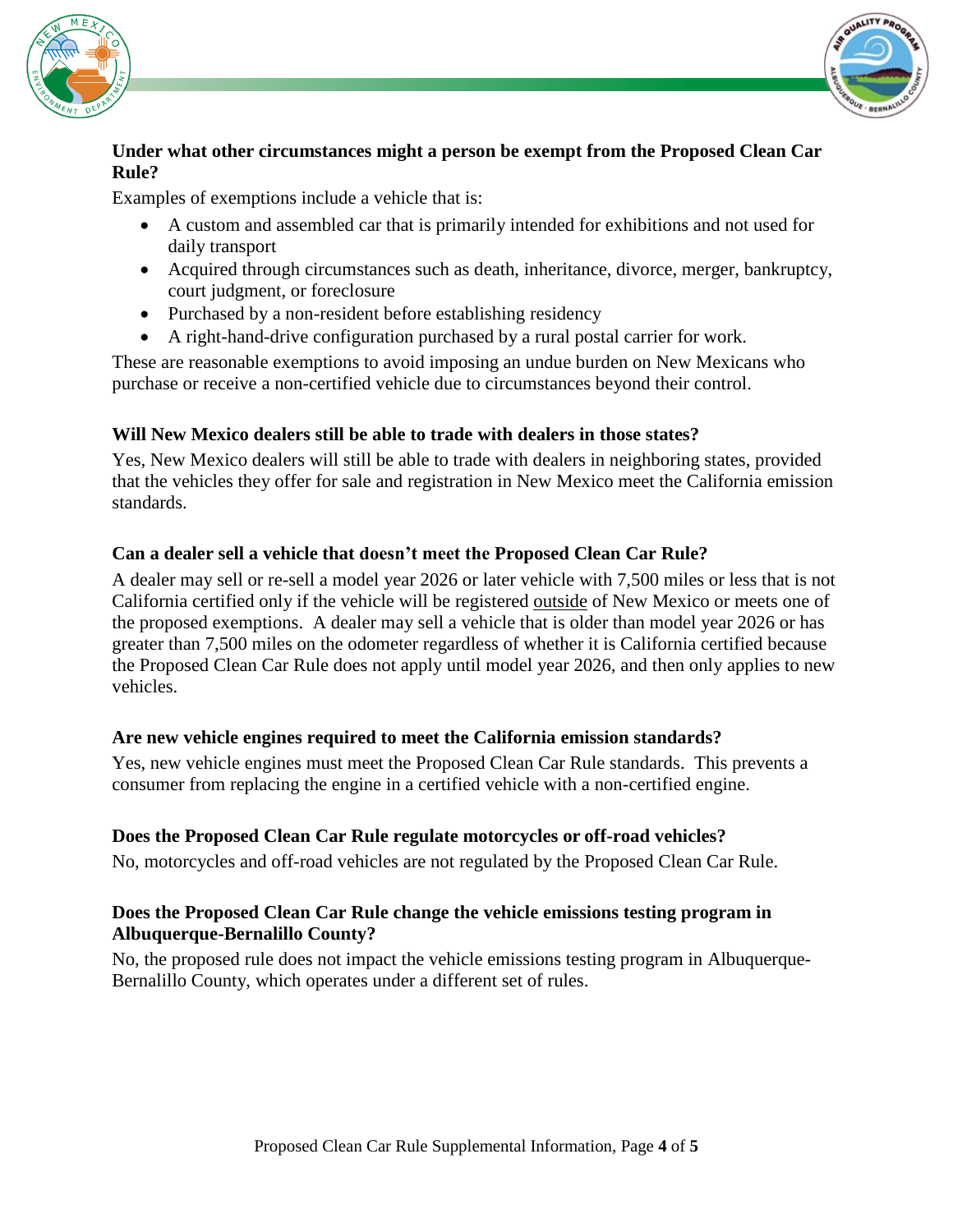### Under what other circumstances might a person be exempt from the Proposed Clean Car Rule?

Examples of exemptions include a vehicle that is:

- A custom and assembled car that is primarily intended for exhibitions and not used for daily transport
- Acquired through circumstances such as death, inheritance, divorce, merger, bankruptcy, court judgment, or foreclosure
- Purchased by a non-resident before establishing residency
- A right-hand-drive configuration purchased by a rural postal carrier for work.

These are reasonable exemptions to avoid imposing an undue burden on New Mexicans who purchase or receive a non-certified vehicle due to circumstances beyond their control.

### Will New Mexico dealers still be able to trade with dealers in those states?

Yes, New Mexico dealers will still be able to trade with dealers in neighboring states, provided that the vehicles they offer for sale and registration in New Mexico meet the California emission standards.

### Can a dealer sell a vehicle that doesn't meet the Proposed Clean Car Rule?

A dealer may sell or re-sell a model year 2026 or later vehicle with 7,500 miles or less that is not California certified only if the vehicle will be registered <u>outside</u> of New Mexico or meets one of the proposed exemptions. A dealer may sell a vehicle that is older than model year 2026 or has greater than 7,500 miles on the odometer regardless of whether it is California certified because the Proposed Clean Car Rule does not apply until model year 2026, and then only applies to new vehicles.

### Are new vehicle engines required to meet the California emission standards?

Yes, new vehicle engines must meet the Proposed Clean Car Rule standards. This prevents a consumer from replacing the engine in a certified vehicle with a non-certified engine.

### Does the Proposed Clean Car Rule regulate motorcycles or off-road vehicles?

No, motorcycles and off-road vehicles are not regulated by the Proposed Clean Car Rule.

### Does the Proposed Clean Car Rule change the vehicle emissions testing program in Albuquerque-Bernalillo County?

No, the proposed rule does not impact the vehicle emissions testing program in Albuquerque-Bernalillo County, which operates under a different set of rules.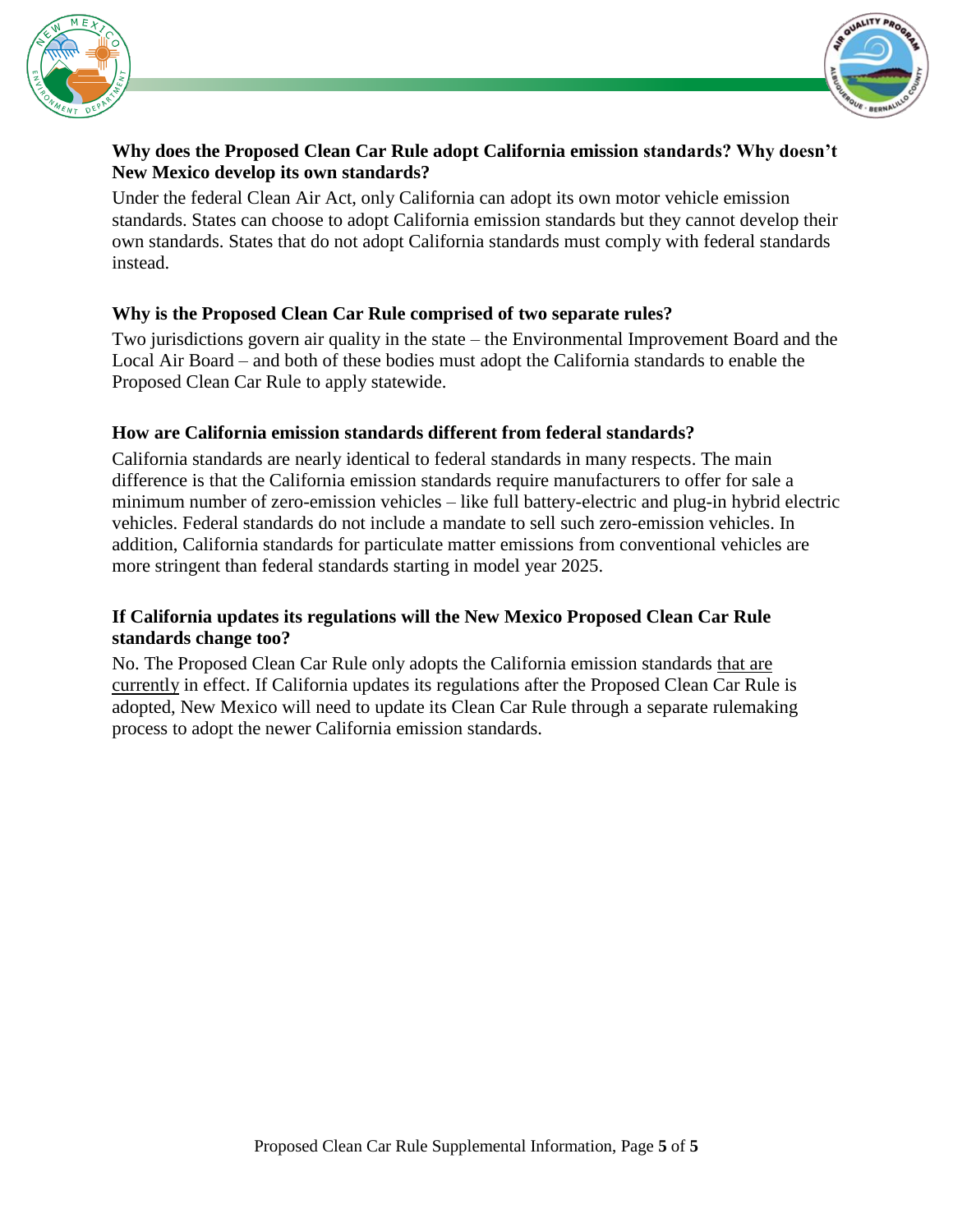**Why does the Proposed Clean Car Rule adopt California emission standards? Why doesn't New Mexico develop its own standards?**

Under the federal Clean Air Act, only California can adopt its own motor vehicle emission standards. States can choose to adopt California emission standards but they cannot develop their own standards. States that do not adopt California standards must comply with federal standards instead.

**Why is the Proposed Clean Car Rule comprised of two separate rules?**

Two jurisdictions govern air quality in the state – the Environmental Improvement Board and the Local Air Board – and both of these bodies must adopt the California standards to enable the Proposed Clean Car Rule to apply statewide.

**How are California emission standards different from federal standards?**

California standards are nearly identical to federal standards in many respects. The main difference is that the California emission standards require manufacturers to offer for sale a minimum number of zero-emission vehicles – like full battery-electric and plug-in hybrid electric vehicles. Federal standards do not include a mandate to sell such zero-emission vehicles. In addition, California standards for particulate matter emissions from conventional vehicles are more stringent than federal standards starting in model year 2025.

**If California updates its regulations will the New Mexico Proposed Clean Car Rule standards change too?**

No. The Proposed Clean Car Rule only adopts the California emission standards that are currently in effect. If California updates its regulations after the Proposed Clean Car Rule is adopted, New Mexico will need to update its Clean Car Rule through a separate rulemaking process to adopt the newer California emission standards.